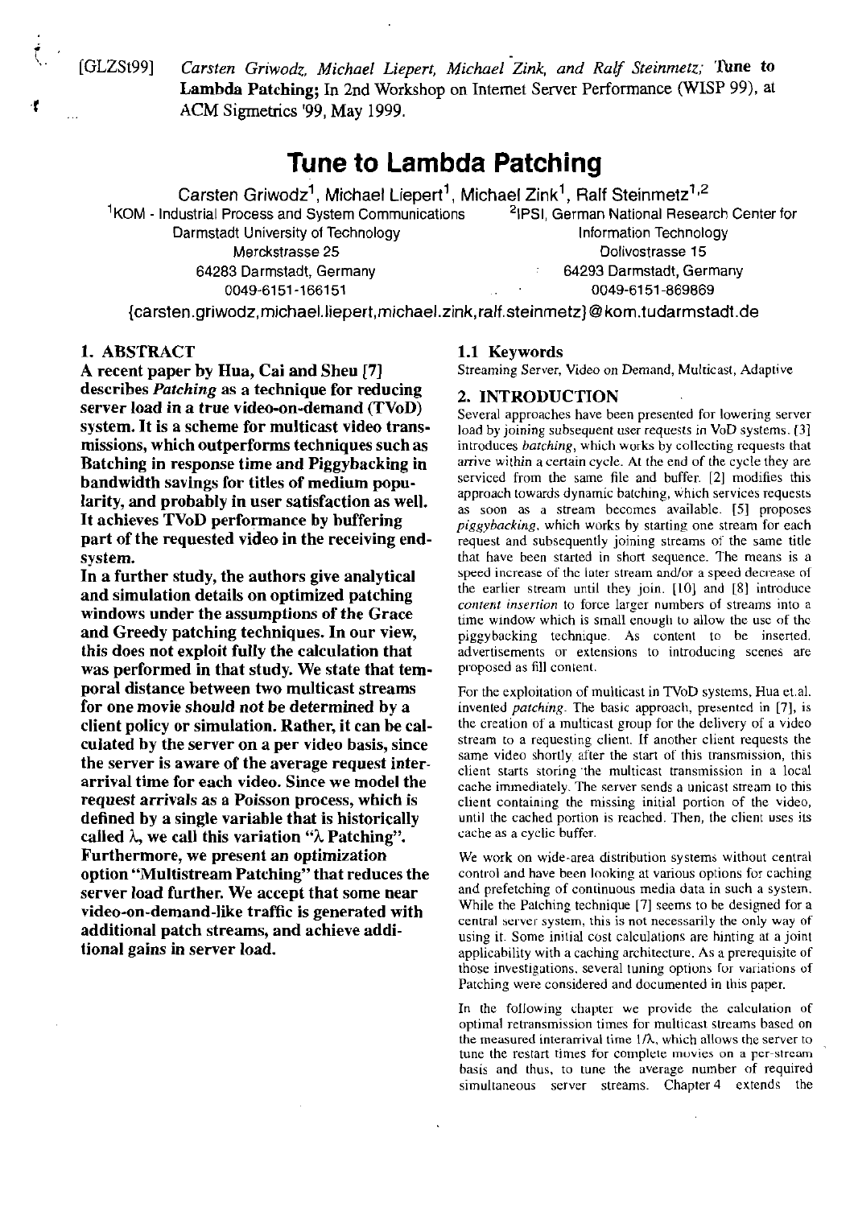[GLZSt99] *Carsten Griwodz, Michael Liepert, Michael Zink, and Ralf Steinmetz;* **Tune to Lambda Patching;** In 2nd Workshop on Internet Server Performance (WISP 99), at ACM Sigmetrics '99, May 1999.

# Tune to Lambda Patching

Carsten Griwodz[1], Michael Liepert[1], Michael Zink[1], Ralf Steinmetz[1,2]

[1]KOM - Industrial Process and System Communications
Darmstadt University of Technology
Merckstrasse 25
64283 Darmstadt, Germany
0049-6151-166151

[2]IPSI, German National Research Center for Information Technology
Dolivostrasse 15
64293 Darmstadt, Germany
0049-6151-869869

{carsten.griwodz,michael.liepert,michael.zink,ralf.steinmetz}@kom.tudarmstadt.de

## 1. ABSTRACT

**A recent paper by Hua, Cai and Sheu [7] describes *Patching* as a technique for reducing server load in a true video-on-demand (TVoD) system. It is a scheme for multicast video transmissions, which outperforms techniques such as Batching in response time and Piggybacking in bandwidth savings for titles of medium popularity, and probably in user satisfaction as well. It achieves TVoD performance by buffering part of the requested video in the receiving end-system.**

**In a further study, the authors give analytical and simulation details on optimized patching windows under the assumptions of the Grace and Greedy patching techniques. In our view, this does not exploit fully the calculation that was performed in that study. We state that temporal distance between two multicast streams for one movie should not be determined by a client policy or simulation. Rather, it can be calculated by the server on a per video basis, since the server is aware of the average request inter-arrival time for each video. Since we model the request arrivals as a Poisson process, which is defined by a single variable that is historically called $\lambda$, we call this variation "$\lambda$ Patching". Furthermore, we present an optimization option "Multistream Patching" that reduces the server load further. We accept that some near video-on-demand-like traffic is generated with additional patch streams, and achieve additional gains in server load.**

### 1.1 Keywords

Streaming Server, Video on Demand, Multicast, Adaptive

## 2. INTRODUCTION

Several approaches have been presented for lowering server load by joining subsequent user requests in VoD systems. [3] introduces *batching*, which works by collecting requests that arrive within a certain cycle. At the end of the cycle they are serviced from the same file and buffer. [2] modifies this approach towards dynamic batching, which services requests as soon as a stream becomes available. [5] proposes *piggybacking*, which works by starting one stream for each request and subsequently joining streams of the same title that have been started in short sequence. The means is a speed increase of the later stream and/or a speed decrease of the earlier stream until they join. [10] and [8] introduce *content insertion* to force larger numbers of streams into a time window which is small enough to allow the use of the piggybacking technique. As content to be inserted, advertisements or extensions to introducing scenes are proposed as fill content.

For the exploitation of multicast in TVoD systems, Hua et.al. invented *patching*. The basic approach, presented in [7], is the creation of a multicast group for the delivery of a video stream to a requesting client. If another client requests the same video shortly after the start of this transmission, this client starts storing the multicast transmission in a local cache immediately. The server sends a unicast stream to this client containing the missing initial portion of the video, until the cached portion is reached. Then, the client uses its cache as a cyclic buffer.

We work on wide-area distribution systems without central control and have been looking at various options for caching and prefetching of continuous media data in such a system. While the Patching technique [7] seems to be designed for a central server system, this is not necessarily the only way of using it. Some initial cost calculations are hinting at a joint applicability with a caching architecture. As a prerequisite of those investigations, several tuning options for variations of Patching were considered and documented in this paper.

In the following chapter we provide the calculation of optimal retransmission times for multicast streams based on the measured interarrival time $1/\lambda$, which allows the server to tune the restart times for complete movies on a per-stream basis and thus, to tune the average number of required simultaneous server streams. Chapter 4 extends the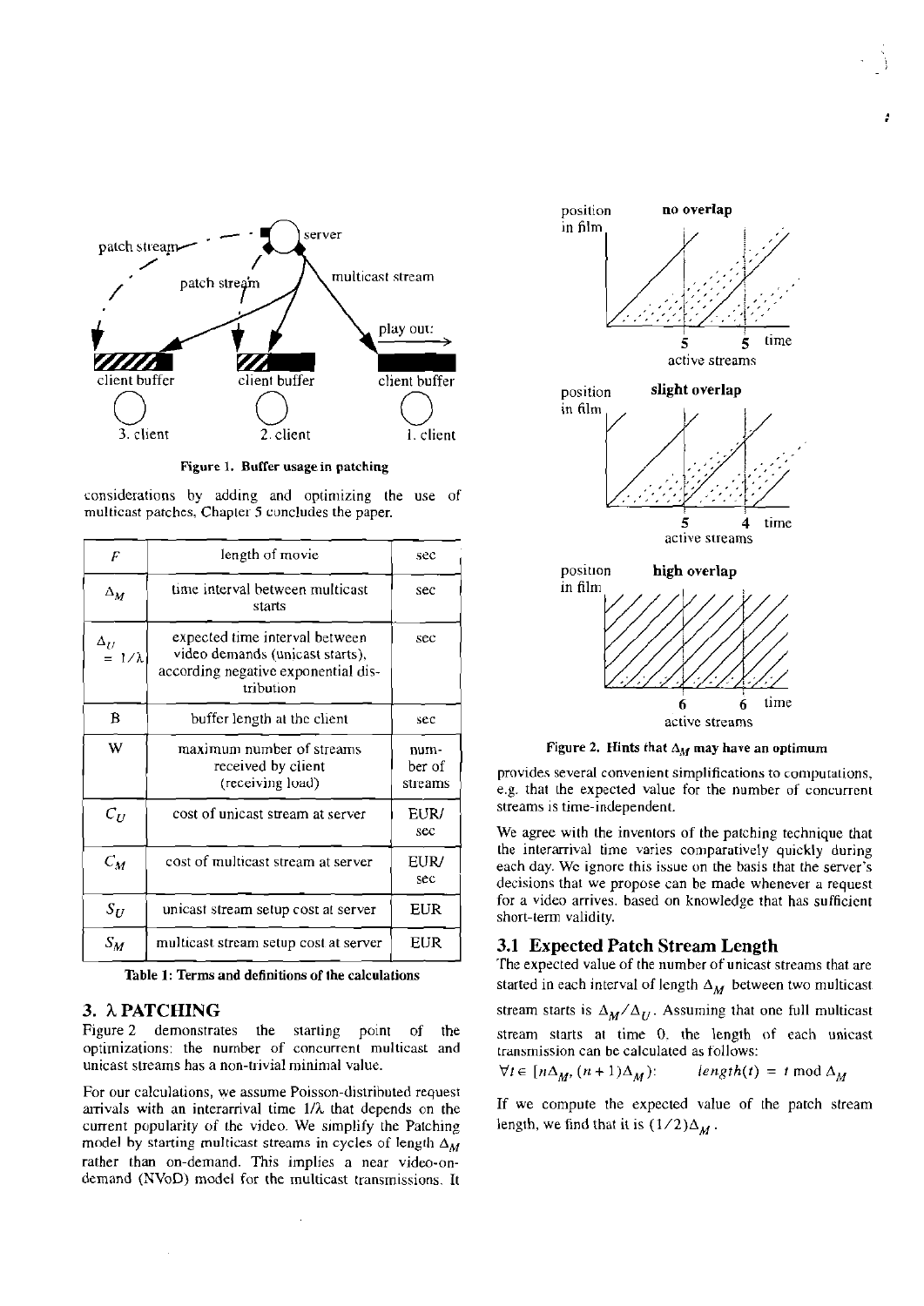Figure 1. Buffer usage in patching

considerations by adding and optimizing the use of multicast patches. Chapter 5 concludes the paper.

| $F$ | length of movie | sec |
|---|---|---|
| $\Delta_M$ | time interval between multicast starts | sec |
| $\Delta_U = 1/\lambda$ | expected time interval between video demands (unicast starts), according negative exponential distribution | sec |
| B | buffer length at the client | sec |
| W | maximum number of streams received by client (receiving load) | number of streams |
| $C_U$ | cost of unicast stream at server | EUR/sec |
| $C_M$ | cost of multicast stream at server | EUR/sec |
| $S_U$ | unicast stream setup cost at server | EUR |
| $S_M$ | multicast stream setup cost at server | EUR |

Table 1: Terms and definitions of the calculations

## 3. λ PATCHING

Figure 2 demonstrates the starting point of the optimizations: the number of concurrent multicast and unicast streams has a non-trivial minimal value.

For our calculations, we assume Poisson-distributed request arrivals with an interarrival time $1/\lambda$ that depends on the current popularity of the video. We simplify the Patching model by starting multicast streams in cycles of length $\Delta_M$ rather than on-demand. This implies a near video-on-demand (NVoD) model for the multicast transmissions. It provides several convenient simplifications to computations, e.g. that the expected value for the number of concurrent streams is time-independent.

Figure 2. Hints that $\Delta_M$ may have an optimum

We agree with the inventors of the patching technique that the interarrival time varies comparatively quickly during each day. We ignore this issue on the basis that the server's decisions that we propose can be made whenever a request for a video arrives, based on knowledge that has sufficient short-term validity.

### 3.1 Expected Patch Stream Length

The expected value of the number of unicast streams that are started in each interval of length $\Delta_M$ between two multicast stream starts is $\Delta_M/\Delta_U$. Assuming that one full multicast stream starts at time 0, the length of each unicast transmission can be calculated as follows:

$$\forall t \in [n\Delta_M, (n+1)\Delta_M): \qquad length(t) = t \bmod \Delta_M$$

If we compute the expected value of the patch stream length, we find that it is $(1/2)\Delta_M$.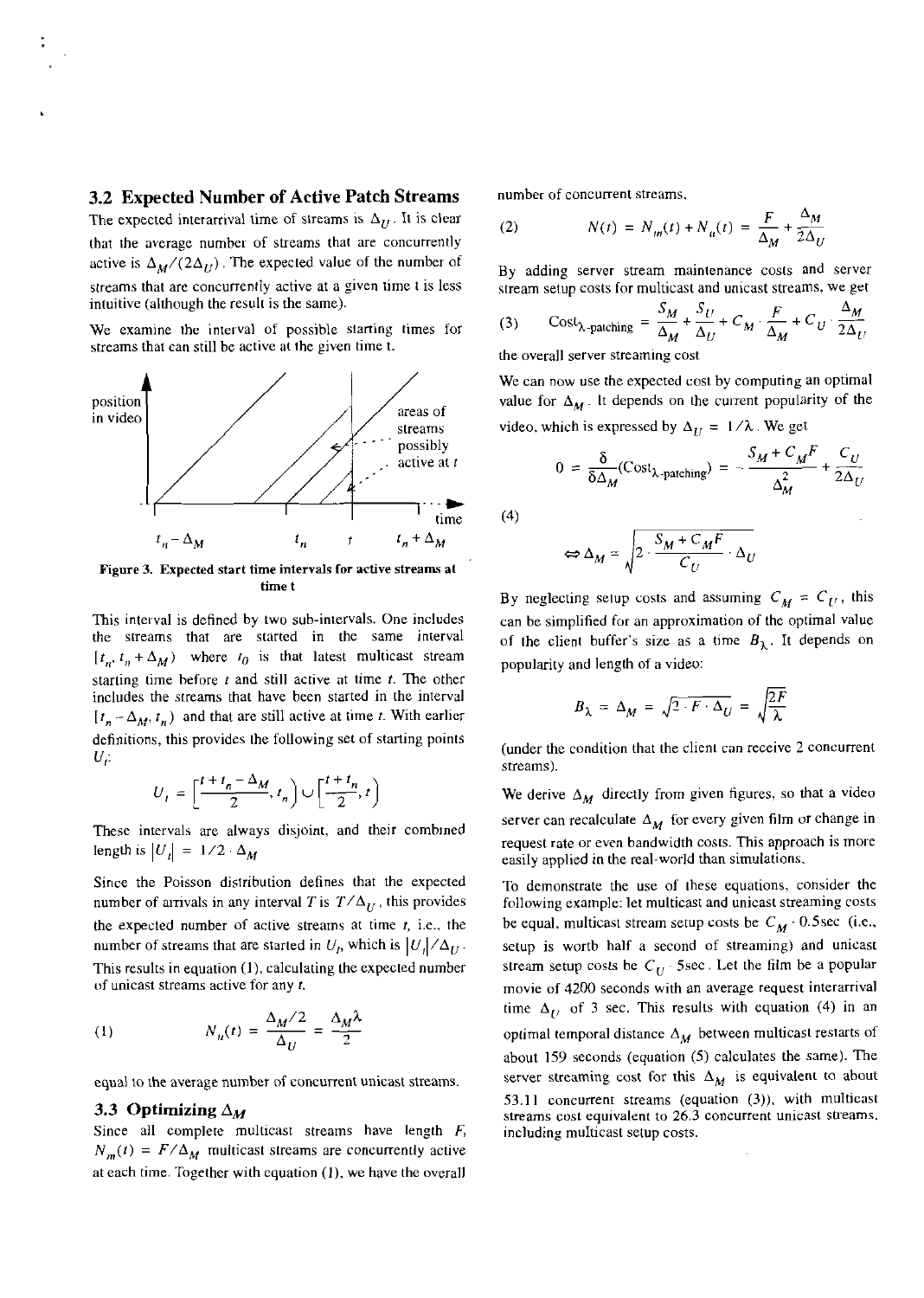### 3.2 Expected Number of Active Patch Streams

The expected interarrival time of streams is $\Delta_U$. It is clear that the average number of streams that are concurrently active is $\Delta_M/(2\Delta_U)$. The expected value of the number of streams that are concurrently active at a given time t is less intuitive (although the result is the same).

We examine the interval of possible starting times for streams that can still be active at the given time t.

Figure 3. Expected start time intervals for active streams at time t

This interval is defined by two sub-intervals. One includes the streams that are started in the same interval $[t_n, t_n + \Delta_M)$ where $t_0$ is that latest multicast stream starting time before $t$ and still active at time $t$. The other includes the streams that have been started in the interval $[t_n - \Delta_M, t_n)$ and that are still active at time $t$. With earlier definitions, this provides the following set of starting points $U_t$:

$$U_t = \left[\frac{t + t_n - \Delta_M}{2}, t_n\right) \cup \left[\frac{t + t_n}{2}, t\right)$$

These intervals are always disjoint, and their combined length is $|U_t| = 1/2 \cdot \Delta_M$

Since the Poisson distribution defines that the expected number of arrivals in any interval $T$ is $T/\Delta_U$, this provides the expected number of active streams at time $t$, i.e., the number of streams that are started in $U_t$, which is $|U_t|/\Delta_U$. This results in equation (1), calculating the expected number of unicast streams active for any $t$.

$$(1) \qquad N_u(t) = \frac{\Delta_M/2}{\Delta_U} = \frac{\Delta_M \lambda}{2}$$

equal to the average number of concurrent unicast streams.

### 3.3 Optimizing $\Delta_M$

Since all complete multicast streams have length $F$, $N_m(t) = F/\Delta_M$ multicast streams are concurrently active at each time. Together with equation (1), we have the overall number of concurrent streams.

$$(2) \qquad N(t) = N_m(t) + N_u(t) = \frac{F}{\Delta_M} + \frac{\Delta_M}{2\Delta_U}$$

By adding server stream maintenance costs and server stream setup costs for multicast and unicast streams, we get

$$(3) \qquad \text{Cost}_{\lambda\text{-patching}} = \frac{S_M}{\Delta_M} + \frac{S_U}{\Delta_U} + C_M \cdot \frac{F}{\Delta_M} + C_U \cdot \frac{\Delta_M}{2\Delta_U}$$

the overall server streaming cost

We can now use the expected cost by computing an optimal value for $\Delta_M$. It depends on the current popularity of the video, which is expressed by $\Delta_U = 1/\lambda$. We get

$$0 = \frac{\delta}{\delta \Delta_M}(\text{Cost}_{\lambda\text{-patching}}) = -\frac{S_M + C_M F}{\Delta_M^2} + \frac{C_U}{2\Delta_U}$$

$$(4) \qquad \Leftrightarrow \Delta_M = \sqrt{2 \cdot \frac{S_M + C_M F}{C_U} \cdot \Delta_U}$$

By neglecting setup costs and assuming $C_M = C_U$, this can be simplified for an approximation of the optimal value of the client buffer's size as a time $B_\lambda$. It depends on popularity and length of a video:

$$B_\lambda = \Delta_M = \sqrt{2 \cdot F \cdot \Delta_U} = \sqrt{\frac{2F}{\lambda}}$$

(under the condition that the client can receive 2 concurrent streams).

We derive $\Delta_M$ directly from given figures, so that a video server can recalculate $\Delta_M$ for every given film or change in request rate or even bandwidth costs. This approach is more easily applied in the real-world than simulations.

To demonstrate the use of these equations, consider the following example: let multicast and unicast streaming costs be equal, multicast stream setup costs be $C_M \cdot 0.5\text{sec}$ (i.e., setup is worth half a second of streaming) and unicast stream setup costs be $C_U \cdot 5\text{sec}$. Let the film be a popular movie of 4200 seconds with an average request interarrival time $\Delta_U$ of 3 sec. This results with equation (4) in an optimal temporal distance $\Delta_M$ between multicast restarts of about 159 seconds (equation (5) calculates the same). The server streaming cost for this $\Delta_M$ is equivalent to about 53.11 concurrent streams (equation (3)), with multicast streams cost equivalent to 26.3 concurrent unicast streams, including multicast setup costs.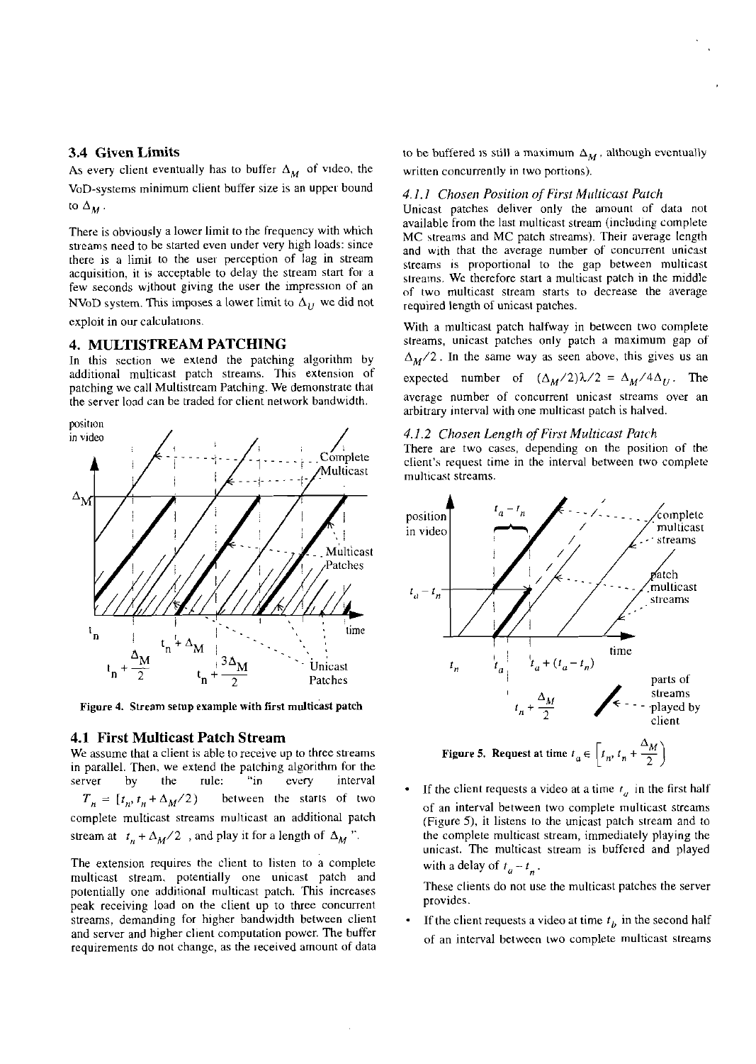### 3.4 Given Limits

As every client eventually has to buffer $\Delta_M$ of video, the VoD-systems minimum client buffer size is an upper bound to $\Delta_M$.

There is obviously a lower limit to the frequency with which streams need to be started even under very high loads: since there is a limit to the user perception of lag in stream acquisition, it is acceptable to delay the stream start for a few seconds without giving the user the impression of an NVoD system. This imposes a lower limit to $\Delta_U$ we did not exploit in our calculations.

## 4. MULTISTREAM PATCHING

In this section we extend the patching algorithm by additional multicast patch streams. This extension of patching we call Multistream Patching. We demonstrate that the server load can be traded for client network bandwidth.

**Figure 4. Stream setup example with first multicast patch**

### 4.1 First Multicast Patch Stream

We assume that a client is able to receive up to three streams in parallel. Then, we extend the patching algorithm for the server by the rule: "in every interval $T_n = [t_n, t_n + \Delta_M/2)$ between the starts of two complete multicast streams multicast an additional patch stream at $t_n + \Delta_M/2$, and play it for a length of $\Delta_M$".

The extension requires the client to listen to a complete multicast stream, potentially one unicast patch and potentially one additional multicast patch. This increases peak receiving load on the client up to three concurrent streams, demanding for higher bandwidth between client and server and higher client computation power. The buffer requirements do not change, as the received amount of data to be buffered is still a maximum $\Delta_M$, although eventually written concurrently in two portions).

#### 4.1.1 Chosen Position of First Multicast Patch

Unicast patches deliver only the amount of data not available from the last multicast stream (including complete MC streams and MC patch streams). Their average length and with that the average number of concurrent unicast streams is proportional to the gap between multicast streams. We therefore start a multicast patch in the middle of two multicast stream starts to decrease the average required length of unicast patches.

With a multicast patch halfway in between two complete streams, unicast patches only patch a maximum gap of $\Delta_M/2$. In the same way as seen above, this gives us an expected number of $(\Delta_M/2)\lambda/2 = \Delta_M/4\Delta_U$. The average number of concurrent unicast streams over an arbitrary interval with one multicast patch is halved.

#### 4.1.2 Chosen Length of First Multicast Patch

There are two cases, depending on the position of the client's request time in the interval between two complete multicast streams.

**Figure 5. Request at time $t_a \in \left[t_n, t_n + \frac{\Delta_M}{2}\right)$**

- If the client requests a video at a time $t_a$ in the first half of an interval between two complete multicast streams (Figure 5), it listens to the unicast patch stream and to the complete multicast stream, immediately playing the unicast. The multicast stream is buffered and played with a delay of $t_a - t_n$.

  These clients do not use the multicast patches the server provides.

- If the client requests a video at time $t_b$ in the second half of an interval between two complete multicast streams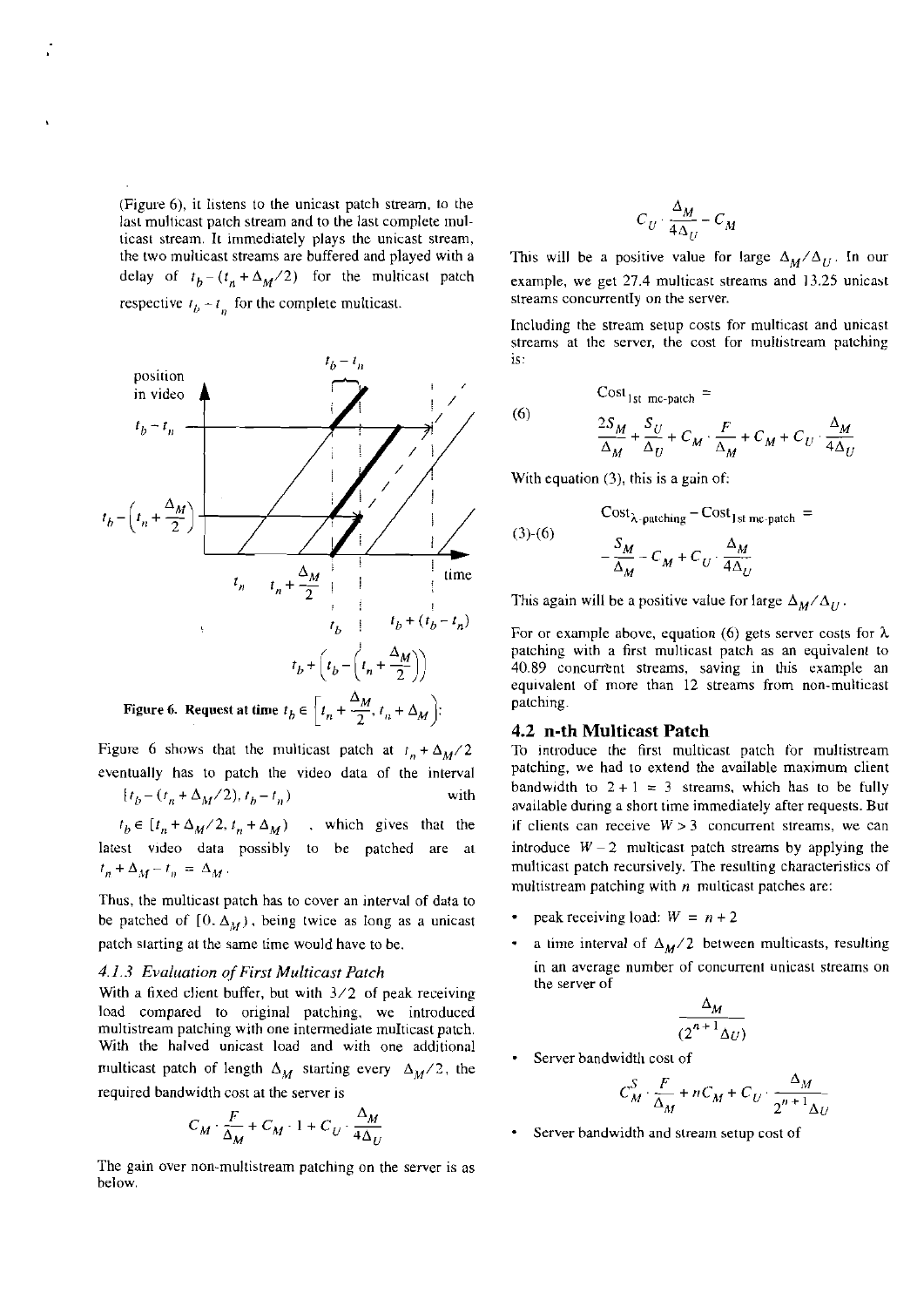(Figure 6), it listens to the unicast patch stream, to the last multicast patch stream and to the last complete multicast stream. It immediately plays the unicast stream, the two multicast streams are buffered and played with a delay of $t_b - (t_n + \Delta_M/2)$ for the multicast patch respective $t_b - t_n$ for the complete multicast.

**Figure 6. Request at time** $t_b \in \left[t_n + \frac{\Delta_M}{2}, t_n + \Delta_M\right)$;

Figure 6 shows that the multicast patch at $t_n + \Delta_M/2$ eventually has to patch the video data of the interval $[t_b - (t_n + \Delta_M/2), t_b - t_n)$ with $t_b \in [t_n + \Delta_M/2, t_n + \Delta_M)$, which gives that the latest video data possibly to be patched are at $t_n + \Delta_M - t_n = \Delta_M$.

Thus, the multicast patch has to cover an interval of data to be patched of $[0, \Delta_M)$, being twice as long as a unicast patch starting at the same time would have to be.

### *4.1.3 Evaluation of First Multicast Patch*

With a fixed client buffer, but with $3/2$ of peak receiving load compared to original patching, we introduced multistream patching with one intermediate multicast patch. With the halved unicast load and with one additional multicast patch of length $\Delta_M$ starting every $\Delta_M/2$, the required bandwidth cost at the server is

$$C_M \cdot \frac{F}{\Delta_M} + C_M \cdot 1 + C_U \cdot \frac{\Delta_M}{4\Delta_U}$$

The gain over non-multistream patching on the server is as below.

$$C_U \cdot \frac{\Delta_M}{4\Delta_U} - C_M$$

This will be a positive value for large $\Delta_M/\Delta_U$. In our example, we get 27.4 multicast streams and 13.25 unicast streams concurrently on the server.

Including the stream setup costs for multicast and unicast streams at the server, the cost for multistream patching is:

$$\text{(6)} \quad \text{Cost}_{\text{1st mc-patch}} = \frac{2S_M}{\Delta_M} + \frac{S_U}{\Delta_U} + C_M \cdot \frac{F}{\Delta_M} + C_M + C_U \cdot \frac{\Delta_M}{4\Delta_U}$$

With equation (3), this is a gain of:

$$\text{(3)-(6)} \quad \text{Cost}_{\lambda\text{-patching}} - \text{Cost}_{\text{1st mc-patch}} = -\frac{S_M}{\Delta_M} - C_M + C_U \cdot \frac{\Delta_M}{4\Delta_U}$$

This again will be a positive value for large $\Delta_M/\Delta_U$.

For or example above, equation (6) gets server costs for $\lambda$ patching with a first multicast patch as an equivalent to 40.89 concurrent streams, saving in this example an equivalent of more than 12 streams from non-multicast patching.

## 4.2 n-th Multicast Patch

To introduce the first multicast patch for multistream patching, we had to extend the available maximum client bandwidth to $2 + 1 = 3$ streams, which has to be fully available during a short time immediately after requests. But if clients can receive $W > 3$ concurrent streams, we can introduce $W - 2$ multicast patch streams by applying the multicast patch recursively. The resulting characteristics of multistream patching with $n$ multicast patches are:

- peak receiving load: $W = n + 2$
- a time interval of $\Delta_M/2$ between multicasts, resulting in an average number of concurrent unicast streams on the server of

$$\frac{\Delta_M}{(2^{n+1}\Delta_U)}$$

- Server bandwidth cost of

$$C_M^S \cdot \frac{F}{\Delta_M} + nC_M + C_U \cdot \frac{\Delta_M}{2^{n+1}\Delta_U}$$

- Server bandwidth and stream setup cost of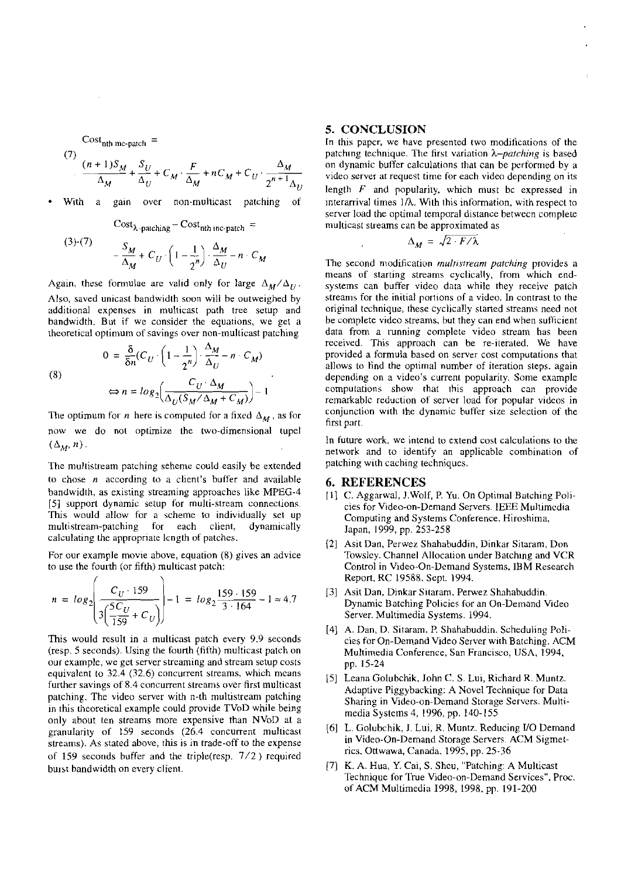$$\text{Cost}_{\text{nth mc-patch}} =$$

(7)

$$\frac{(n+1)S_M}{\Delta_M} + \frac{S_U}{\Delta_U} + C_M \cdot \frac{F}{\Delta_M} + nC_M + C_U \cdot \frac{\Delta_M}{2^{n+1}\Delta_U}$$

- With a gain over non-multicast patching of

$$\text{Cost}_{\lambda\text{-patching}} - \text{Cost}_{\text{nth mc-patch}} =$$

(3)-(7)

$$-\frac{S_M}{\Delta_M} + C_U \cdot \left(1 - \frac{1}{2^n}\right) \cdot \frac{\Delta_M}{\Delta_U} - n \cdot C_M$$

Again, these formulae are valid only for large $\Delta_M/\Delta_U$. Also, saved unicast bandwidth soon will be outweighed by additional expenses in multicast path tree setup and bandwidth. But if we consider the equations, we get a theoretical optimum of savings over non-multicast patching

(8)

$$0 = \frac{\delta}{\delta n}\left(C_U \cdot \left(1 - \frac{1}{2^n}\right) \cdot \frac{\Delta_M}{\Delta_U} - n \cdot C_M\right)$$

$$\Leftrightarrow n = \log_2\left(\frac{C_U \cdot \Delta_M}{\Delta_U(S_M/\Delta_M + C_M)}\right) - 1$$

The optimum for $n$ here is computed for a fixed $\Delta_M$, as for now we do not optimize the two-dimensional tupel $(\Delta_M, n)$.

The multistream patching scheme could easily be extended to chose $n$ according to a client's buffer and available bandwidth, as existing streaming approaches like MPEG-4 [5] support dynamic setup for multi-stream connections. This would allow for a scheme to individually set up multistream-patching for each client, dynamically calculating the appropriate length of patches.

For our example movie above, equation (8) gives an advice to use the fourth (or fifth) multicast patch:

$$n = \log_2\left(\frac{C_U \cdot 159}{3\left(\frac{5C_U}{159} + C_U\right)}\right) - 1 = \log_2\frac{159 \cdot 159}{3 \cdot 164} - 1 \approx 4.7$$

This would result in a multicast patch every 9.9 seconds (resp. 5 seconds). Using the fourth (fifth) multicast patch on our example, we get server streaming and stream setup costs equivalent to 32.4 (32.6) concurrent streams, which means further savings of 8.4 concurrent streams over first multicast patching. The video server with n-th multistream patching in this theoretical example could provide TVoD while being only about ten streams more expensive than NVoD at a granularity of 159 seconds (26.4 concurrent multicast streams). As stated above, this is in trade-off to the expense of 159 seconds buffer and the triple(resp. 7/2) required burst bandwidth on every client.

## 5. CONCLUSION

In this paper, we have presented two modifications of the patching technique. The first variation *λ-patching* is based on dynamic buffer calculations that can be performed by a video server at request time for each video depending on its length $F$ and popularity, which must be expressed in interarrival times $1/\lambda$. With this information, with respect to server load the optimal temporal distance between complete multicast streams can be approximated as

$$\Delta_M = \sqrt{2 \cdot F/\lambda}$$

The second modification *multistream patching* provides a means of starting streams cyclically, from which end-systems can buffer video data while they receive patch streams for the initial portions of a video. In contrast to the original technique, these cyclically started streams need not be complete video streams, but they can end when sufficient data from a running complete video stream has been received. This approach can be re-iterated. We have provided a formula based on server cost computations that allows to find the optimal number of iteration steps, again depending on a video's current popularity. Some example computations show that this approach can provide remarkable reduction of server load for popular videos in conjunction with the dynamic buffer size selection of the first part.

In future work, we intend to extend cost calculations to the network and to identify an applicable combination of patching with caching techniques.

## 6. REFERENCES

[1] C. Aggarwal, J.Wolf, P. Yu. On Optimal Batching Policies for Video-on-Demand Servers. IEEE Multimedia Computing and Systems Conference. Hiroshima, Japan, 1999, pp. 253-258

[2] Asit Dan, Perwez Shahabuddin, Dinkar Sitaram, Don Towsley. Channel Allocation under Batching and VCR Control in Video-On-Demand Systems, IBM Research Report, RC 19588, Sept. 1994.

[3] Asit Dan, Dinkar Sitaram, Perwez Shahabuddin. Dynamic Batching Policies for an On-Demand Video Server. Multimedia Systems. 1994.

[4] A. Dan, D. Sitaram, P. Shahabuddin. Scheduling Policies for On-Demand Video Server with Batching. ACM Multimedia Conference, San Francisco, USA, 1994, pp. 15-24

[5] Leana Golubchik, John C. S. Lui, Richard R. Muntz. Adaptive Piggybacking: A Novel Technique for Data Sharing in Video-on-Demand Storage Servers. Multimedia Systems 4, 1996, pp. 140-155

[6] L. Golubchik, J. Lui, R. Muntz. Reducing I/O Demand in Video-On-Demand Storage Servers. ACM Sigmetrics, Ottwawa, Canada, 1995, pp. 25-36

[7] K. A. Hua, Y. Cai, S. Sheu, "Patching: A Multicast Technique for True Video-on-Demand Services", Proc. of ACM Multimedia 1998, 1998, pp. 191-200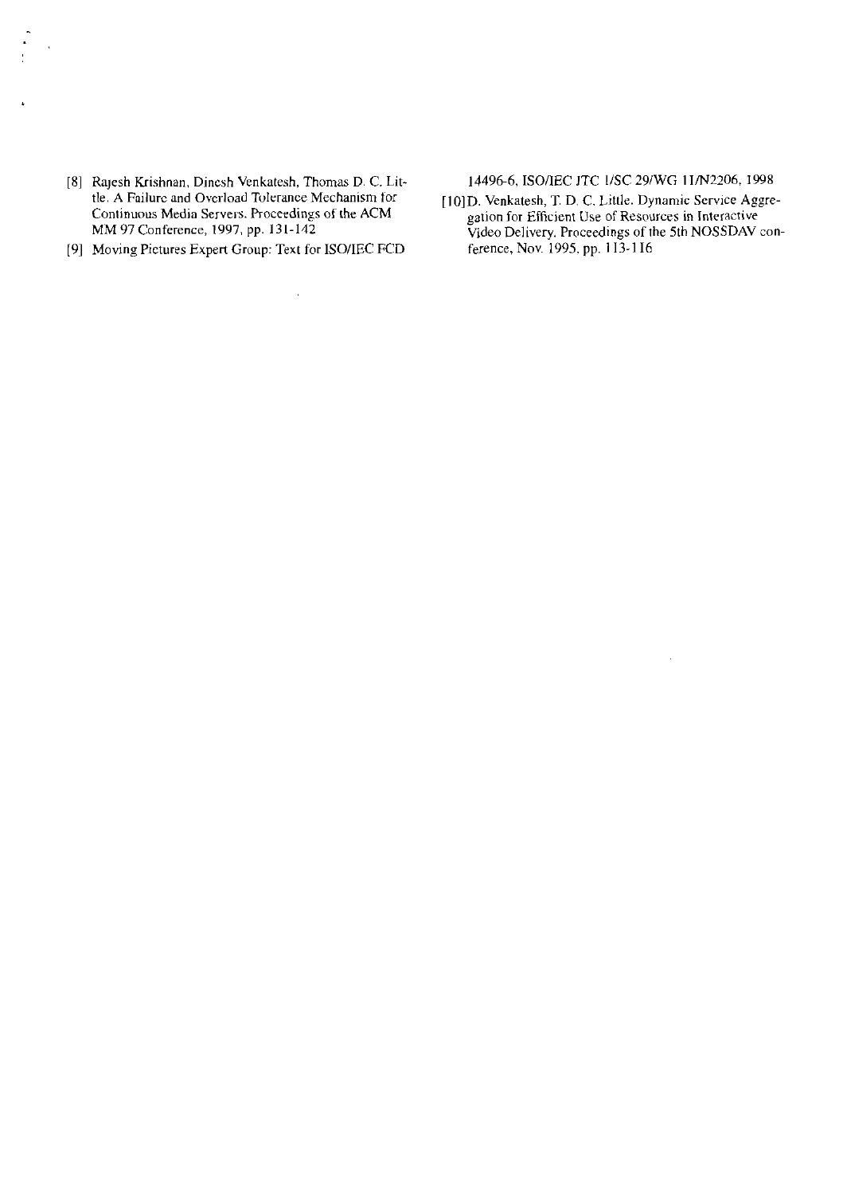[8] Rajesh Krishnan, Dinesh Venkatesh, Thomas D. C. Little. A Failure and Overload Tolerance Mechanism for Continuous Media Servers. Proceedings of the ACM MM 97 Conference, 1997, pp. 131-142

[9] Moving Pictures Expert Group: Text for ISO/IEC FCD 14496-6, ISO/IEC JTC 1/SC 29/WG 11/N2206, 1998

[10] D. Venkatesh, T. D. C. Little. Dynamic Service Aggregation for Efficient Use of Resources in Interactive Video Delivery. Proceedings of the 5th NOSSDAV conference, Nov. 1995, pp. 113-116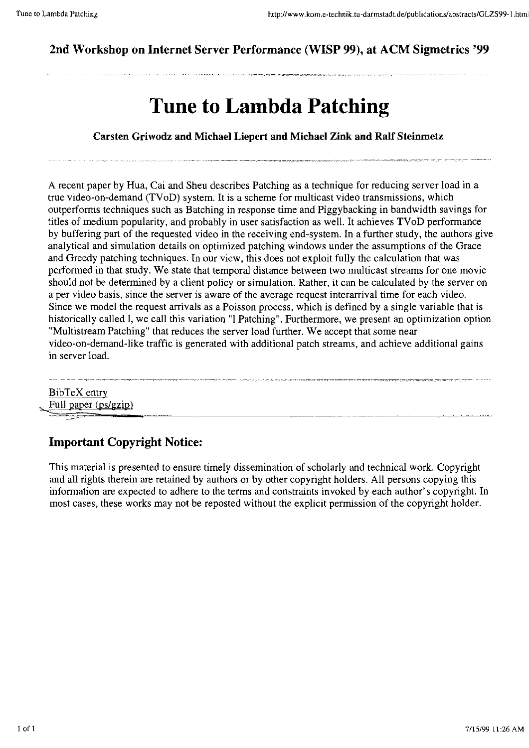## 2nd Workshop on Internet Server Performance (WISP 99), at ACM Sigmetrics '99

# Tune to Lambda Patching

**Carsten Griwodz and Michael Liepert and Michael Zink and Ralf Steinmetz**

A recent paper by Hua, Cai and Sheu describes Patching as a technique for reducing server load in a true video-on-demand (TVoD) system. It is a scheme for multicast video transmissions, which outperforms techniques such as Batching in response time and Piggybacking in bandwidth savings for titles of medium popularity, and probably in user satisfaction as well. It achieves TVoD performance by buffering part of the requested video in the receiving end-system. In a further study, the authors give analytical and simulation details on optimized patching windows under the assumptions of the Grace and Greedy patching techniques. In our view, this does not exploit fully the calculation that was performed in that study. We state that temporal distance between two multicast streams for one movie should not be determined by a client policy or simulation. Rather, it can be calculated by the server on a per video basis, since the server is aware of the average request interarrival time for each video. Since we model the request arrivals as a Poisson process, which is defined by a single variable that is historically called l, we call this variation "l Patching". Furthermore, we present an optimization option "Multistream Patching" that reduces the server load further. We accept that some near video-on-demand-like traffic is generated with additional patch streams, and achieve additional gains in server load.

BibTeX entry
Full paper (ps/gzip)

## Important Copyright Notice:

This material is presented to ensure timely dissemination of scholarly and technical work. Copyright and all rights therein are retained by authors or by other copyright holders. All persons copying this information are expected to adhere to the terms and constraints invoked by each author's copyright. In most cases, these works may not be reposted without the explicit permission of the copyright holder.